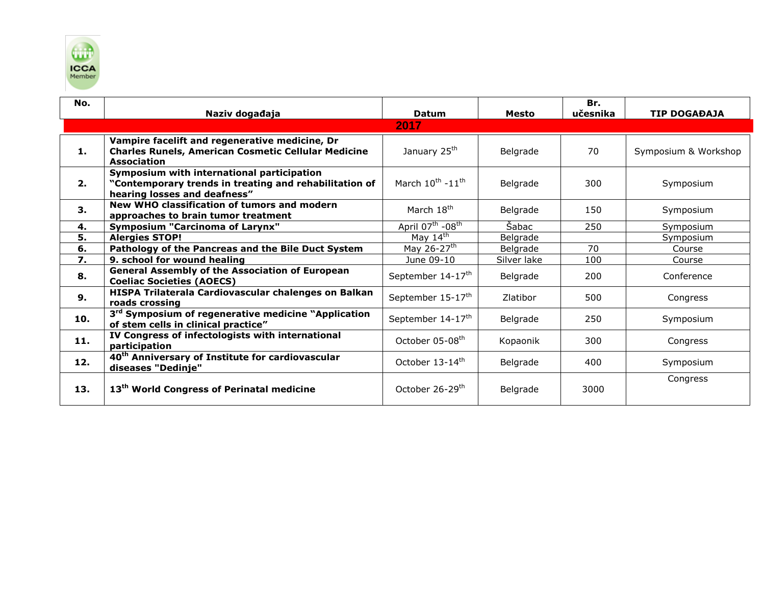| No. | Naziv događaja | Datum | Mesto | Br. učesnika | TIP DOGAĐAJA |
|---|---|---|---|---|---|
| | **2017** | | | | |
| **1.** | **Vampire facelift and regenerative medicine, Dr Charles Runels, American Cosmetic Cellular Medicine Association** | January 25th | Belgrade | 70 | Symposium & Workshop |
| **2.** | **Symposium with international participation "Contemporary trends in treating and rehabilitation of hearing losses and deafness"** | March 10th -11th | Belgrade | 300 | Symposium |
| **3.** | **New WHO classification of tumors and modern approaches to brain tumor treatment** | March 18th | Belgrade | 150 | Symposium |
| **4.** | **Symposium "Carcinoma of Larynx"** | April 07th -08th | Šabac | 250 | Symposium |
| **5.** | **Alergies STOP!** | May 14th | Belgrade | | Symposium |
| **6.** | **Pathology of the Pancreas and the Bile Duct System** | May 26-27th | Belgrade | 70 | Course |
| **7.** | **9. school for wound healing** | June 09-10 | Silver lake | 100 | Course |
| **8.** | **General Assembly of the Association of European Coeliac Societies (AOECS)** | September 14-17th | Belgrade | 200 | Conference |
| **9.** | **HISPA Trilaterala Cardiovascular chalenges on Balkan roads crossing** | September 15-17th | Zlatibor | 500 | Congress |
| **10.** | **3rd Symposium of regenerative medicine "Application of stem cells in clinical practice"** | September 14-17th | Belgrade | 250 | Symposium |
| **11.** | **IV Congress of infectologists with international participation** | October 05-08th | Kopaonik | 300 | Congress |
| **12.** | **40th Anniversary of Institute for cardiovascular diseases "Dedinje"** | October 13-14th | Belgrade | 400 | Symposium |
| **13.** | **13th World Congress of Perinatal medicine** | October 26-29th | Belgrade | 3000 | Congress |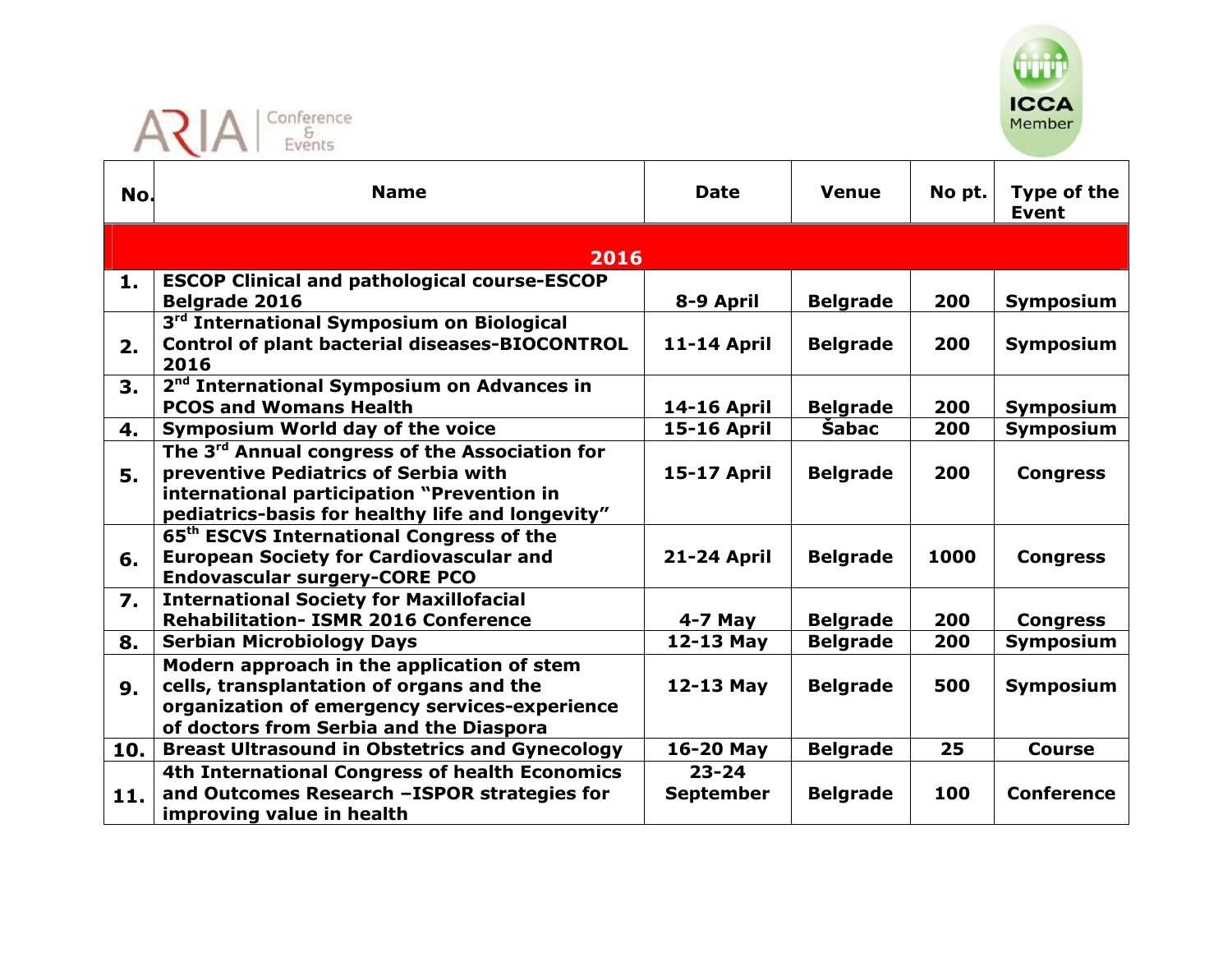ARIA Conference & Events

ICCA Member

| No. | Name | Date | Venue | No pt. | Type of the Event |
|---|---|---|---|---|---|
| | **2016** | | | | |
| 1. | ESCOP Clinical and pathological course-ESCOP Belgrade 2016 | 8-9 April | Belgrade | 200 | Symposium |
| 2. | 3rd International Symposium on Biological Control of plant bacterial diseases-BIOCONTROL 2016 | 11-14 April | Belgrade | 200 | Symposium |
| 3. | 2nd International Symposium on Advances in PCOS and Womans Health | 14-16 April | Belgrade | 200 | Symposium |
| 4. | Symposium World day of the voice | 15-16 April | Šabac | 200 | Symposium |
| 5. | The 3rd Annual congress of the Association for preventive Pediatrics of Serbia with international participation "Prevention in pediatrics-basis for healthy life and longevity" | 15-17 April | Belgrade | 200 | Congress |
| 6. | 65th ESCVS International Congress of the European Society for Cardiovascular and Endovascular surgery-CORE PCO | 21-24 April | Belgrade | 1000 | Congress |
| 7. | International Society for Maxillofacial Rehabilitation- ISMR 2016 Conference | 4-7 May | Belgrade | 200 | Congress |
| 8. | Serbian Microbiology Days | 12-13 May | Belgrade | 200 | Symposium |
| 9. | Modern approach in the application of stem cells, transplantation of organs and the organization of emergency services-experience of doctors from Serbia and the Diaspora | 12-13 May | Belgrade | 500 | Symposium |
| 10. | Breast Ultrasound in Obstetrics and Gynecology | 16-20 May | Belgrade | 25 | Course |
| 11. | 4th International Congress of health Economics and Outcomes Research –ISPOR strategies for improving value in health | 23-24 September | Belgrade | 100 | Conference |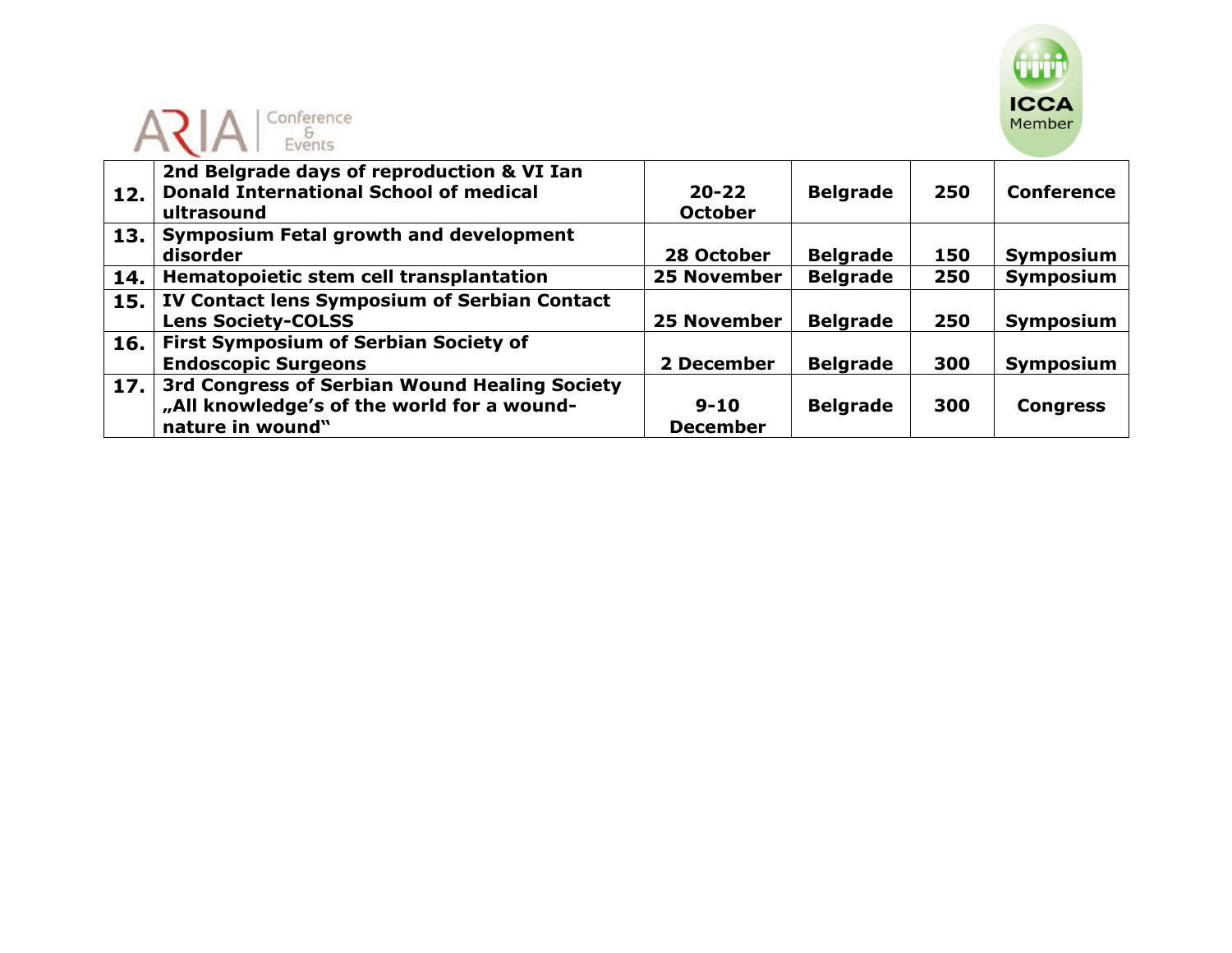| 12. | 2nd Belgrade days of reproduction & VI Ian Donald International School of medical ultrasound | 20-22 October | Belgrade | 250 | Conference |
|---|---|---|---|---|---|
| 13. | Symposium Fetal growth and development disorder | 28 October | Belgrade | 150 | Symposium |
| 14. | Hematopoietic stem cell transplantation | 25 November | Belgrade | 250 | Symposium |
| 15. | IV Contact lens Symposium of Serbian Contact Lens Society-COLSS | 25 November | Belgrade | 250 | Symposium |
| 16. | First Symposium of Serbian Society of Endoscopic Surgeons | 2 December | Belgrade | 300 | Symposium |
| 17. | 3rd Congress of Serbian Wound Healing Society „All knowledge's of the world for a wound-nature in wound" | 9-10 December | Belgrade | 300 | Congress |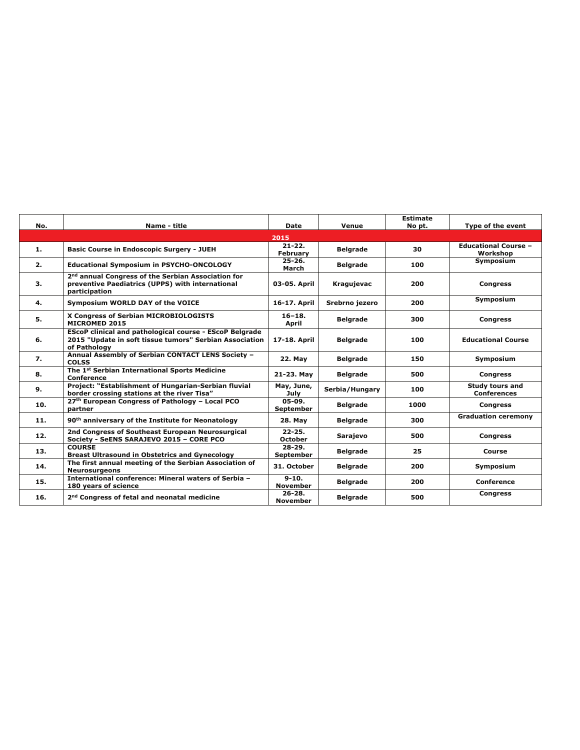| No. | Name - title | Date | Venue | Estimate No pt. | Type of the event |
|---|---|---|---|---|---|
| | | 2015 | | | |
| 1. | Basic Course in Endoscopic Surgery - JUEH | 21-22. February | Belgrade | 30 | Educational Course – Workshop |
| 2. | Educational Symposium in PSYCHO-ONCOLOGY | 25-26. March | Belgrade | 100 | Symposium |
| 3. | 2nd annual Congress of the Serbian Association for preventive Paediatrics (UPPS) with international participation | 03-05. April | Kragujevac | 200 | Congress |
| 4. | Symposium WORLD DAY of the VOICE | 16-17. April | Srebrno jezero | 200 | Symposium |
| 5. | X Congress of Serbian MICROBIOLOGISTS MICROMED 2015 | 16–18. April | Belgrade | 300 | Congress |
| 6. | EScoP clinical and pathological course - EScoP Belgrade 2015 "Update in soft tissue tumors" Serbian Association of Pathology | 17-18. April | Belgrade | 100 | Educational Course |
| 7. | Annual Assembly of Serbian CONTACT LENS Society – COLSS | 22. May | Belgrade | 150 | Symposium |
| 8. | The 1st Serbian International Sports Medicine Conference | 21-23. May | Belgrade | 500 | Congress |
| 9. | Project: "Establishment of Hungarian-Serbian fluvial border crossing stations at the river Tisa" | May, June, July | Serbia/Hungary | 100 | Study tours and Conferences |
| 10. | 27th European Congress of Pathology – Local PCO partner | 05-09. September | Belgrade | 1000 | Congress |
| 11. | 90th anniversary of the Institute for Neonatology | 28. May | Belgrade | 300 | Graduation ceremony |
| 12. | 2nd Congress of Southeast European Neurosurgical Society - SeENS SARAJEVO 2015 – CORE PCO | 22-25. October | Sarajevo | 500 | Congress |
| 13. | COURSE Breast Ultrasound in Obstetrics and Gynecology | 28-29. September | Belgrade | 25 | Course |
| 14. | The first annual meeting of the Serbian Association of Neurosurgeons | 31. October | Belgrade | 200 | Symposium |
| 15. | International conference: Mineral waters of Serbia – 180 years of science | 9-10. November | Belgrade | 200 | Conference |
| 16. | 2nd Congress of fetal and neonatal medicine | 26-28. November | Belgrade | 500 | Congress |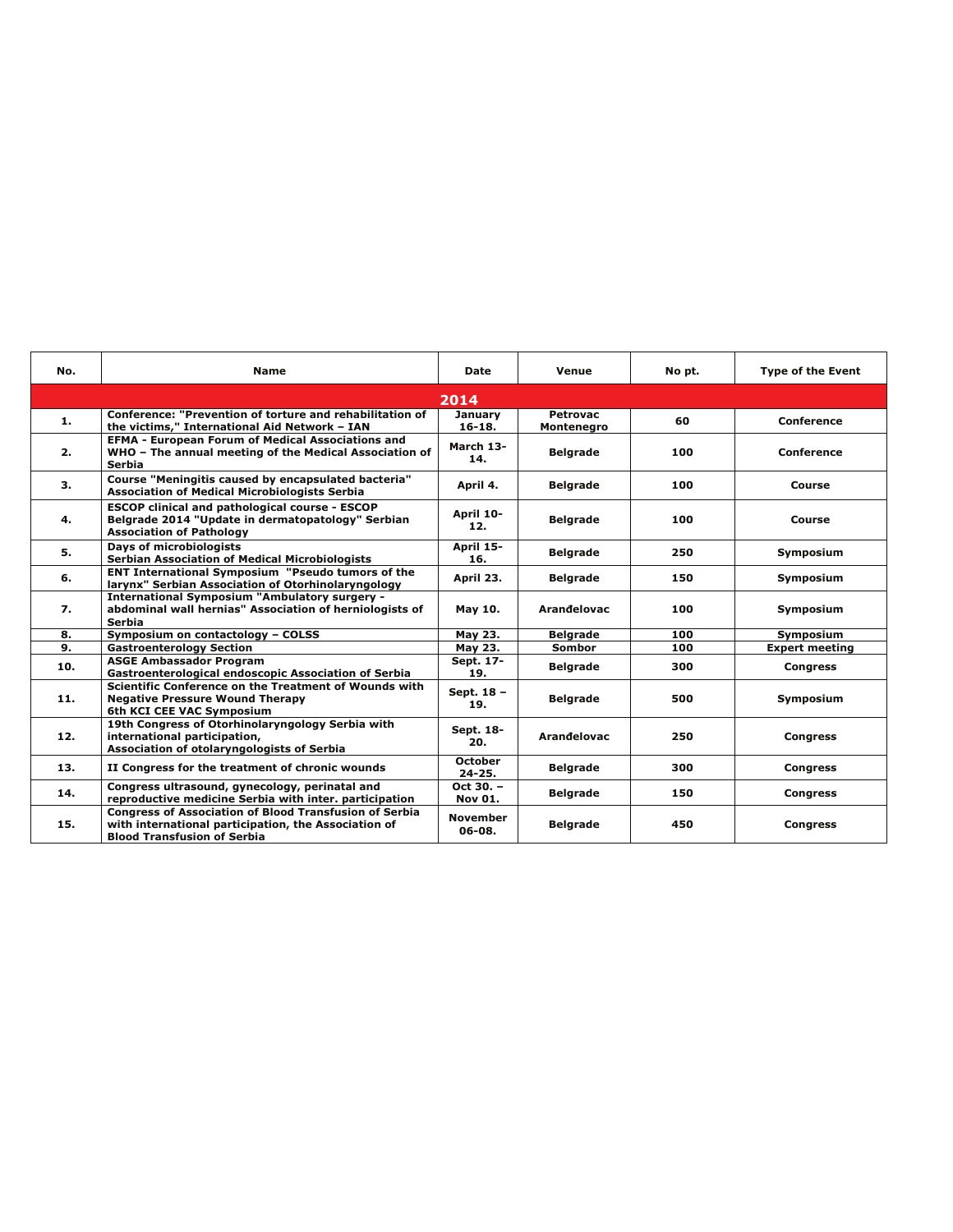| No. | Name | Date | Venue | No pt. | Type of the Event |
|---|---|---|---|---|---|
| **2014** | | | | | |
| 1. | Conference: "Prevention of torture and rehabilitation of the victims," International Aid Network – IAN | January 16-18. | Petrovac Montenegro | 60 | Conference |
| 2. | EFMA - European Forum of Medical Associations and WHO – The annual meeting of the Medical Association of Serbia | March 13-14. | Belgrade | 100 | Conference |
| 3. | Course "Meningitis caused by encapsulated bacteria" Association of Medical Microbiologists Serbia | April 4. | Belgrade | 100 | Course |
| 4. | ESCOP clinical and pathological course - ESCOP Belgrade 2014 "Update in dermatopatology" Serbian Association of Pathology | April 10-12. | Belgrade | 100 | Course |
| 5. | Days of microbiologists Serbian Association of Medical Microbiologists | April 15-16. | Belgrade | 250 | Symposium |
| 6. | ENT International Symposium "Pseudo tumors of the larynx" Serbian Association of Otorhinolaryngology | April 23. | Belgrade | 150 | Symposium |
| 7. | International Symposium "Ambulatory surgery - abdominal wall hernias" Association of herniologists of Serbia | May 10. | Aranđelovac | 100 | Symposium |
| 8. | Symposium on contactology – COLSS | May 23. | Belgrade | 100 | Symposium |
| 9. | Gastroenterology Section | May 23. | Sombor | 100 | Expert meeting |
| 10. | ASGE Ambassador Program Gastroenterological endoscopic Association of Serbia | Sept. 17-19. | Belgrade | 300 | Congress |
| 11. | Scientific Conference on the Treatment of Wounds with Negative Pressure Wound Therapy 6th KCI CEE VAC Symposium | Sept. 18 – 19. | Belgrade | 500 | Symposium |
| 12. | 19th Congress of Otorhinolaryngology Serbia with international participation, Association of otolaryngologists of Serbia | Sept. 18-20. | Aranđelovac | 250 | Congress |
| 13. | II Congress for the treatment of chronic wounds | October 24-25. | Belgrade | 300 | Congress |
| 14. | Congress ultrasound, gynecology, perinatal and reproductive medicine Serbia with inter. participation | Oct 30. – Nov 01. | Belgrade | 150 | Congress |
| 15. | Congress of Association of Blood Transfusion of Serbia with international participation, the Association of Blood Transfusion of Serbia | November 06-08. | Belgrade | 450 | Congress |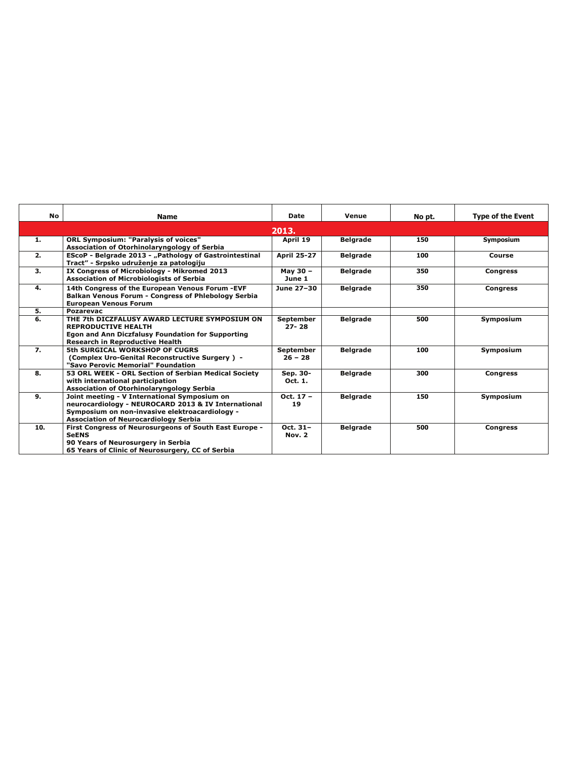| No | Name | Date | Venue | No pt. | Type of the Event |
| --- | --- | --- | --- | --- | --- |
| **2013.** | | | | | |
| 1. | ORL Symposium: "Paralysis of voices" Association of Otorhinolaryngology of Serbia | April 19 | Belgrade | 150 | Symposium |
| 2. | EScoP - Belgrade 2013 - „Pathology of Gastrointestinal Tract" - Srpsko udruženje za patologiju | April 25-27 | Belgrade | 100 | Course |
| 3. | IX Congress of Microbiology - Mikromed 2013 Association of Microbiologists of Serbia | May 30 – June 1 | Belgrade | 350 | Congress |
| 4. | 14th Congress of the European Venous Forum -EVF Balkan Venous Forum - Congress of Phlebology Serbia European Venous Forum | June 27–30 | Belgrade | 350 | Congress |
| 5. | Pozarevac | | | | |
| 6. | THE 7th DICZFALUSY AWARD LECTURE SYMPOSIUM ON REPRODUCTIVE HEALTH Egon and Ann Diczfalusy Foundation for Supporting Research in Reproductive Health | September 27- 28 | Belgrade | 500 | Symposium |
| 7. | 5th SURGICAL WORKSHOP OF CUGRS (Complex Uro-Genital Reconstructive Surgery ) - "Savo Perovic Memorial" Foundation | September 26 – 28 | Belgrade | 100 | Symposium |
| 8. | 53 ORL WEEK - ORL Section of Serbian Medical Society with international participation Association of Otorhinolaryngology Serbia | Sep. 30- Oct. 1. | Belgrade | 300 | Congress |
| 9. | Joint meeting - V International Symposium on neurocardiology - NEUROCARD 2013 & IV International Symposium on non-invasive elektroacardiology - Association of Neurocardiology Serbia | Oct. 17 – 19 | Belgrade | 150 | Symposium |
| 10. | First Congress of Neurosurgeons of South East Europe - SeENS 90 Years of Neurosurgery in Serbia 65 Years of Clinic of Neurosurgery, CC of Serbia | Oct. 31– Nov. 2 | Belgrade | 500 | Congress |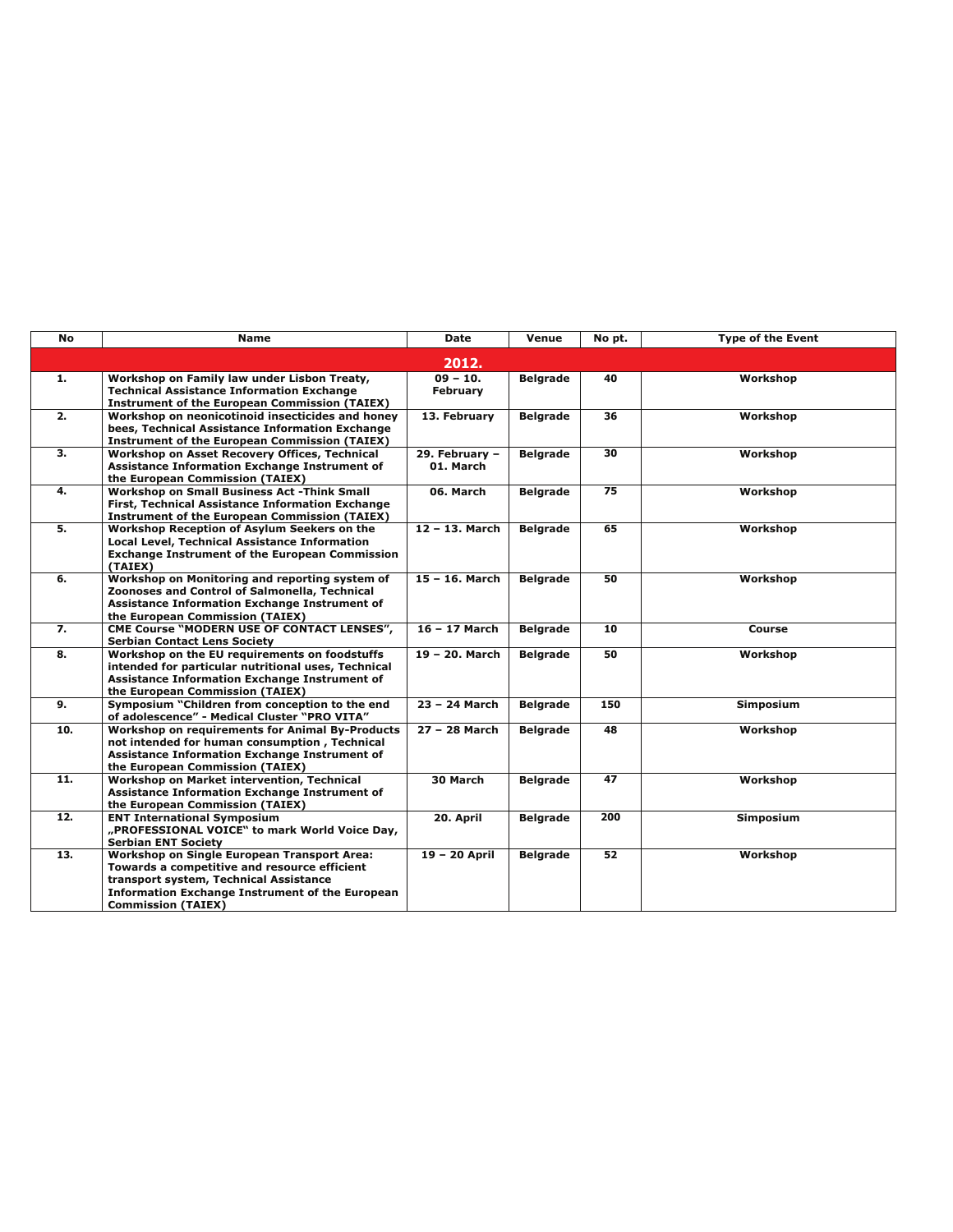| No | Name | Date | Venue | No pt. | Type of the Event |
| --- | --- | --- | --- | --- | --- |
| | | **2012.** | | | |
| **1.** | **Workshop on Family law under Lisbon Treaty, Technical Assistance Information Exchange Instrument of the European Commission (TAIEX)** | **09 – 10. February** | **Belgrade** | **40** | **Workshop** |
| **2.** | **Workshop on neonicotinoid insecticides and honey bees, Technical Assistance Information Exchange Instrument of the European Commission (TAIEX)** | **13. February** | **Belgrade** | **36** | **Workshop** |
| **3.** | **Workshop on Asset Recovery Offices, Technical Assistance Information Exchange Instrument of the European Commission (TAIEX)** | **29. February – 01. March** | **Belgrade** | **30** | **Workshop** |
| **4.** | **Workshop on Small Business Act -Think Small First, Technical Assistance Information Exchange Instrument of the European Commission (TAIEX)** | **06. March** | **Belgrade** | **75** | **Workshop** |
| **5.** | **Workshop Reception of Asylum Seekers on the Local Level, Technical Assistance Information Exchange Instrument of the European Commission (TAIEX)** | **12 – 13. March** | **Belgrade** | **65** | **Workshop** |
| **6.** | **Workshop on Monitoring and reporting system of Zoonoses and Control of Salmonella, Technical Assistance Information Exchange Instrument of the European Commission (TAIEX)** | **15 – 16. March** | **Belgrade** | **50** | **Workshop** |
| **7.** | **CME Course "MODERN USE OF CONTACT LENSES", Serbian Contact Lens Society** | **16 – 17 March** | **Belgrade** | **10** | **Course** |
| **8.** | **Workshop on the EU requirements on foodstuffs intended for particular nutritional uses, Technical Assistance Information Exchange Instrument of the European Commission (TAIEX)** | **19 – 20. March** | **Belgrade** | **50** | **Workshop** |
| **9.** | **Symposium "Children from conception to the end of adolescence" - Medical Cluster "PRO VITA"** | **23 – 24 March** | **Belgrade** | **150** | **Simposium** |
| **10.** | **Workshop on requirements for Animal By-Products not intended for human consumption , Technical Assistance Information Exchange Instrument of the European Commission (TAIEX)** | **27 – 28 March** | **Belgrade** | **48** | **Workshop** |
| **11.** | **Workshop on Market intervention, Technical Assistance Information Exchange Instrument of the European Commission (TAIEX)** | **30 March** | **Belgrade** | **47** | **Workshop** |
| **12.** | **ENT International Symposium „PROFESSIONAL VOICE" to mark World Voice Day, Serbian ENT Society** | **20. April** | **Belgrade** | **200** | **Simposium** |
| **13.** | **Workshop on Single European Transport Area: Towards a competitive and resource efficient transport system, Technical Assistance Information Exchange Instrument of the European Commission (TAIEX)** | **19 – 20 April** | **Belgrade** | **52** | **Workshop** |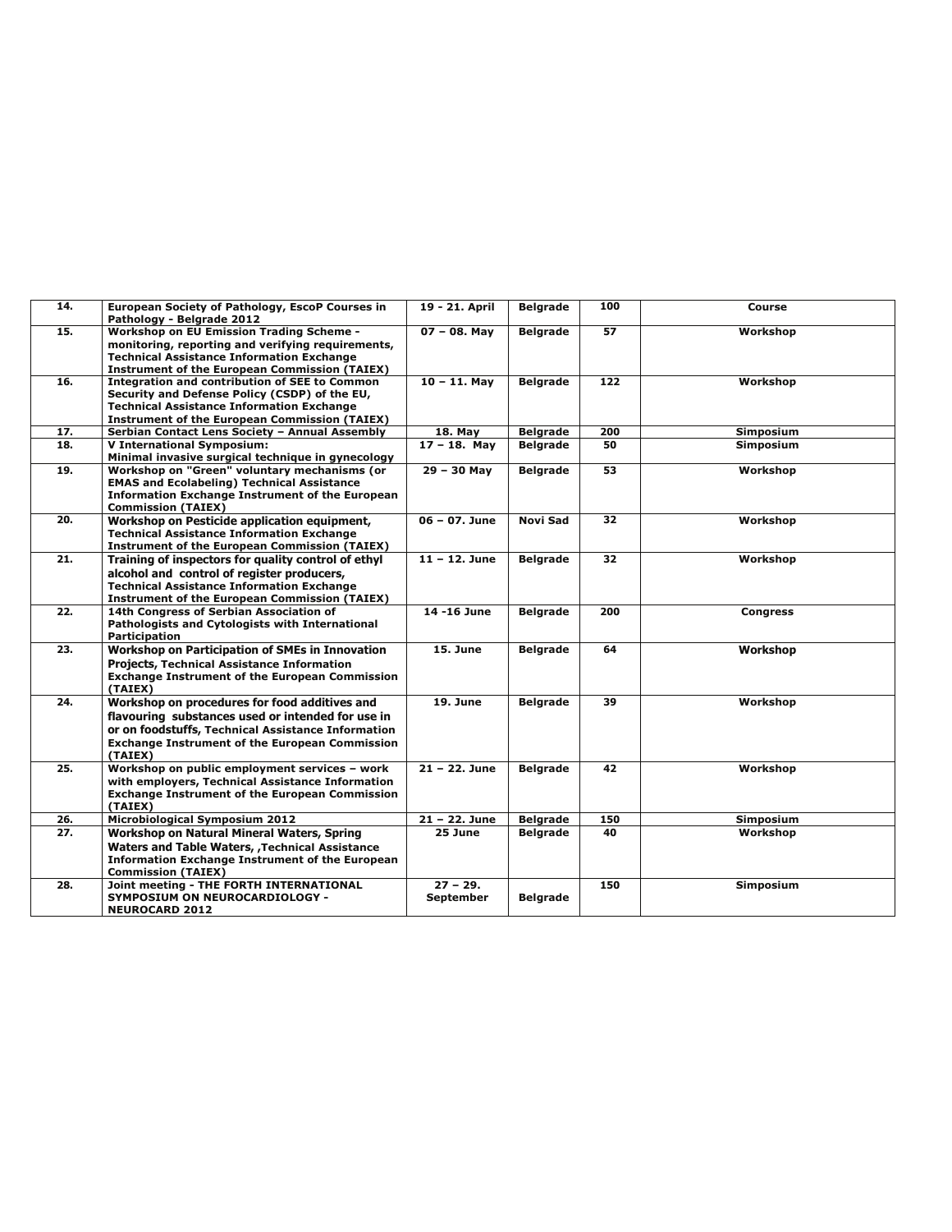| 14. | European Society of Pathology, EscoP Courses in Pathology - Belgrade 2012 | 19 - 21. April | Belgrade | 100 | Course |
|---|---|---|---|---|---|
| 15. | Workshop on EU Emission Trading Scheme - monitoring, reporting and verifying requirements, Technical Assistance Information Exchange Instrument of the European Commission (TAIEX) | 07 – 08. May | Belgrade | 57 | Workshop |
| 16. | Integration and contribution of SEE to Common Security and Defense Policy (CSDP) of the EU, Technical Assistance Information Exchange Instrument of the European Commission (TAIEX) | 10 – 11. May | Belgrade | 122 | Workshop |
| 17. | Serbian Contact Lens Society – Annual Assembly | 18. May | Belgrade | 200 | Simposium |
| 18. | V International Symposium: Minimal invasive surgical technique in gynecology | 17 – 18. May | Belgrade | 50 | Simposium |
| 19. | Workshop on "Green" voluntary mechanisms (or EMAS and Ecolabeling) Technical Assistance Information Exchange Instrument of the European Commission (TAIEX) | 29 – 30 May | Belgrade | 53 | Workshop |
| 20. | Workshop on Pesticide application equipment, Technical Assistance Information Exchange Instrument of the European Commission (TAIEX) | 06 – 07. June | Novi Sad | 32 | Workshop |
| 21. | Training of inspectors for quality control of ethyl alcohol and control of register producers, Technical Assistance Information Exchange Instrument of the European Commission (TAIEX) | 11 – 12. June | Belgrade | 32 | Workshop |
| 22. | 14th Congress of Serbian Association of Pathologists and Cytologists with International Participation | 14 -16 June | Belgrade | 200 | Congress |
| 23. | Workshop on Participation of SMEs in Innovation Projects, Technical Assistance Information Exchange Instrument of the European Commission (TAIEX) | 15. June | Belgrade | 64 | Workshop |
| 24. | Workshop on procedures for food additives and flavouring substances used or intended for use in or on foodstuffs, Technical Assistance Information Exchange Instrument of the European Commission (TAIEX) | 19. June | Belgrade | 39 | Workshop |
| 25. | Workshop on public employment services – work with employers, Technical Assistance Information Exchange Instrument of the European Commission (TAIEX) | 21 – 22. June | Belgrade | 42 | Workshop |
| 26. | Microbiological Symposium 2012 | 21 – 22. June | Belgrade | 150 | Simposium |
| 27. | Workshop on Natural Mineral Waters, Spring Waters and Table Waters, ,Technical Assistance Information Exchange Instrument of the European Commission (TAIEX) | 25 June | Belgrade | 40 | Workshop |
| 28. | Joint meeting - THE FORTH INTERNATIONAL SYMPOSIUM ON NEUROCARDIOLOGY - NEUROCARD 2012 | 27 – 29. September | Belgrade | 150 | Simposium |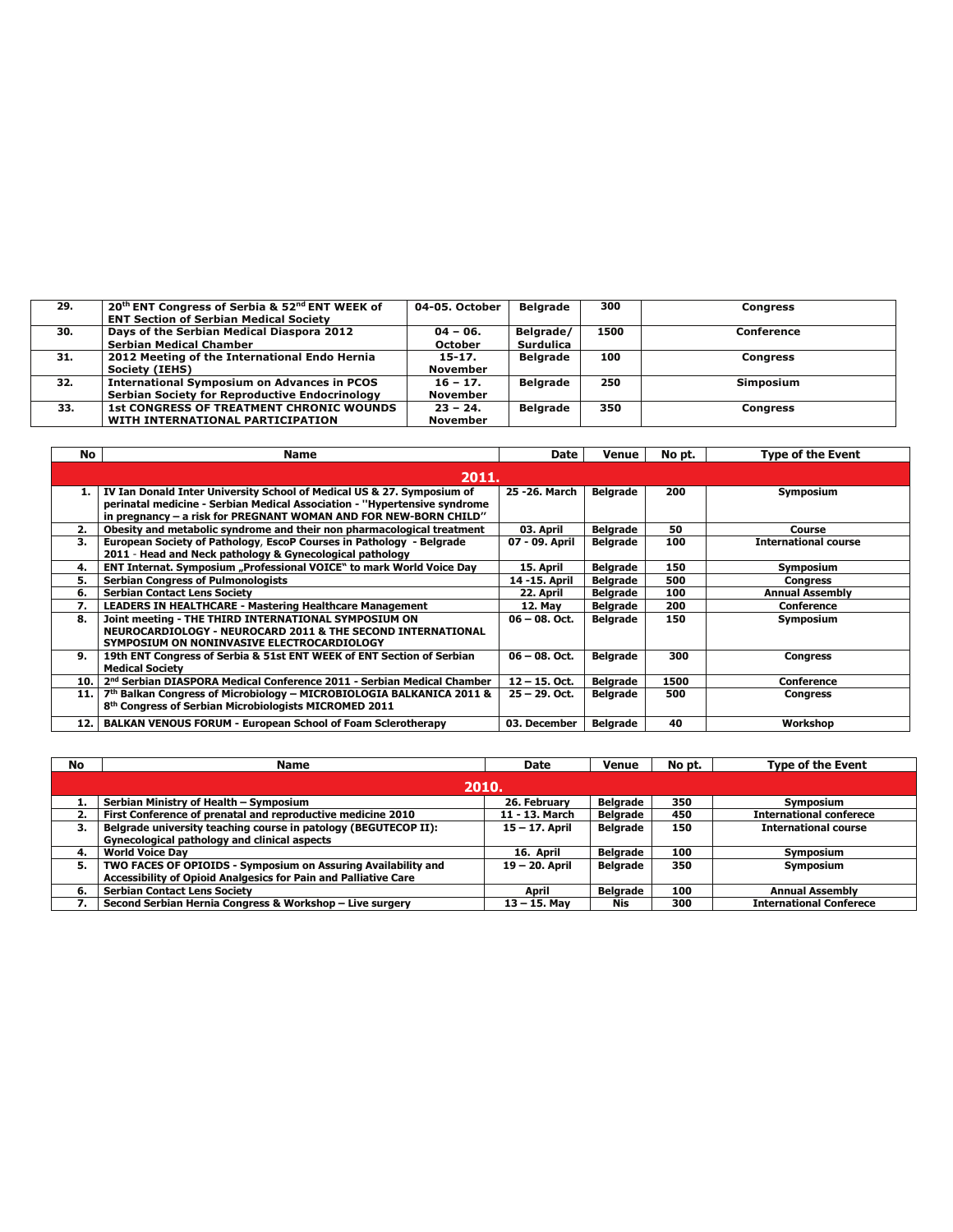| | | | | | |
|---|---|---|---|---|---|
| 29. | 20th ENT Congress of Serbia & 52nd ENT WEEK of ENT Section of Serbian Medical Society | 04-05. October | Belgrade | 300 | Congress |
| 30. | Days of the Serbian Medical Diaspora 2012 Serbian Medical Chamber | 04 – 06. October | Belgrade/ Surdulica | 1500 | Conference |
| 31. | 2012 Meeting of the International Endo Hernia Society (IEHS) | 15-17. November | Belgrade | 100 | Congress |
| 32. | International Symposium on Advances in PCOS Serbian Society for Reproductive Endocrinology | 16 – 17. November | Belgrade | 250 | Simposium |
| 33. | 1st CONGRESS OF TREATMENT CHRONIC WOUNDS WITH INTERNATIONAL PARTICIPATION | 23 – 24. November | Belgrade | 350 | Congress |

| No | Name | Date | Venue | No pt. | Type of the Event |
|---|---|---|---|---|---|
| **2011.** | | | | | |
| 1. | IV Ian Donald Inter University School of Medical US & 27. Symposium of perinatal medicine - Serbian Medical Association - "Hypertensive syndrome in pregnancy – a risk for PREGNANT WOMAN AND FOR NEW-BORN CHILD" | 25 -26. March | Belgrade | 200 | Symposium |
| 2. | Obesity and metabolic syndrome and their non pharmacological treatment | 03. April | Belgrade | 50 | Course |
| 3. | European Society of Pathology, EscoP Courses in Pathology - Belgrade 2011 - Head and Neck pathology & Gynecological pathology | 07 - 09. April | Belgrade | 100 | International course |
| 4. | ENT Internat. Symposium „Professional VOICE" to mark World Voice Day | 15. April | Belgrade | 150 | Symposium |
| 5. | Serbian Congress of Pulmonologists | 14 -15. April | Belgrade | 500 | Congress |
| 6. | Serbian Contact Lens Society | 22. April | Belgrade | 100 | Annual Assembly |
| 7. | LEADERS IN HEALTHCARE - Mastering Healthcare Management | 12. May | Belgrade | 200 | Conference |
| 8. | Joint meeting - THE THIRD INTERNATIONAL SYMPOSIUM ON NEUROCARDIOLOGY - NEUROCARD 2011 & THE SECOND INTERNATIONAL SYMPOSIUM ON NONINVASIVE ELECTROCARDIOLOGY | 06 – 08. Oct. | Belgrade | 150 | Symposium |
| 9. | 19th ENT Congress of Serbia & 51st ENT WEEK of ENT Section of Serbian Medical Society | 06 – 08. Oct. | Belgrade | 300 | Congress |
| 10. | 2nd Serbian DIASPORA Medical Conference 2011 - Serbian Medical Chamber | 12 – 15. Oct. | Belgrade | 1500 | Conference |
| 11. | 7th Balkan Congress of Microbiology – MICROBIOLOGIA BALKANICA 2011 & 8th Congress of Serbian Microbiologists MICROMED 2011 | 25 – 29. Oct. | Belgrade | 500 | Congress |
| 12. | BALKAN VENOUS FORUM - European School of Foam Sclerotherapy | 03. December | Belgrade | 40 | Workshop |

| No | Name | Date | Venue | No pt. | Type of the Event |
|---|---|---|---|---|---|
| **2010.** | | | | | |
| 1. | Serbian Ministry of Health – Symposium | 26. February | Belgrade | 350 | Symposium |
| 2. | First Conference of prenatal and reproductive medicine 2010 | 11 - 13. March | Belgrade | 450 | International conferece |
| 3. | Belgrade university teaching course in patology (BEGUTECOP II): Gynecological pathology and clinical aspects | 15 – 17. April | Belgrade | 150 | International course |
| 4. | World Voice Day | 16. April | Belgrade | 100 | Symposium |
| 5. | TWO FACES OF OPIOIDS - Symposium on Assuring Availability and Accessibility of Opioid Analgesics for Pain and Palliative Care | 19 – 20. April | Belgrade | 350 | Symposium |
| 6. | Serbian Contact Lens Society | April | Belgrade | 100 | Annual Assembly |
| 7. | Second Serbian Hernia Congress & Workshop – Live surgery | 13 – 15. May | Nis | 300 | International Conferece |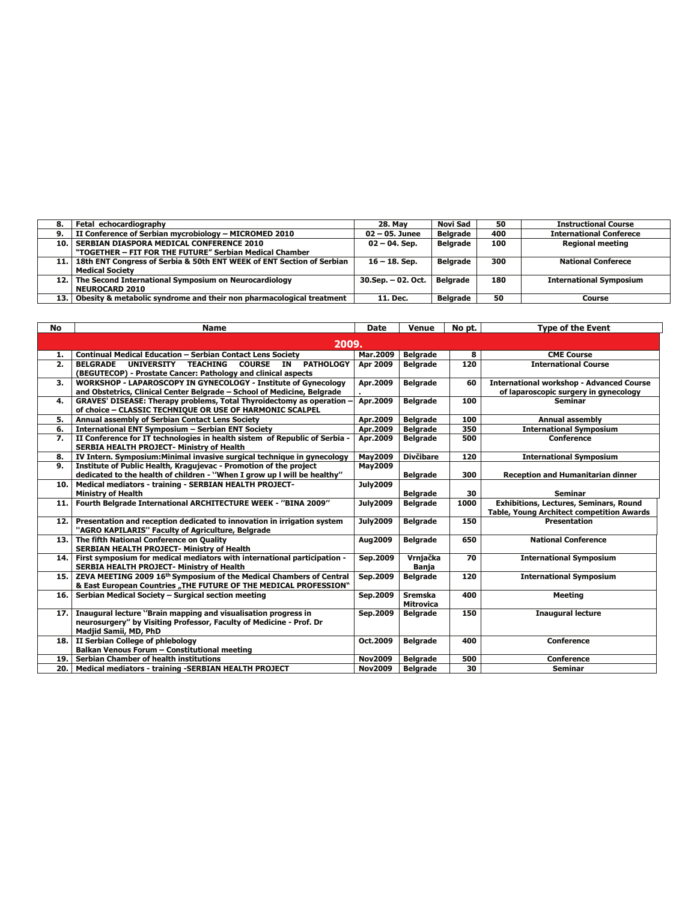| | | | | | |
|---|---|---|---|---|---|
| 8. | Fetal echocardiography | 28. May | Novi Sad | 50 | Instructional Course |
| 9. | II Conference of Serbian mycrobiology – MICROMED 2010 | 02 – 05. Junee | Belgrade | 400 | International Conferece |
| 10. | SERBIAN DIASPORA MEDICAL CONFERENCE 2010 "TOGETHER – FIT FOR THE FUTURE" Serbian Medical Chamber | 02 – 04. Sep. | Belgrade | 100 | Regional meeting |
| 11. | 18th ENT Congress of Serbia & 50th ENT WEEK of ENT Section of Serbian Medical Society | 16 – 18. Sep. | Belgrade | 300 | National Conferece |
| 12. | The Second International Symposium on Neurocardiology NEUROCARD 2010 | 30.Sep. – 02. Oct. | Belgrade | 180 | International Symposium |
| 13. | Obesity & metabolic syndrome and their non pharmacological treatment | 11. Dec. | Belgrade | 50 | Course |

| No | Name | Date | Venue | No pt. | Type of the Event |
|---|---|---|---|---|---|
| | **2009.** | | | | |
| 1. | Continual Medical Education – Serbian Contact Lens Society | Mar.2009 | Belgrade | 8 | CME Course |
| 2. | BELGRADE UNIVERSITY TEACHING COURSE IN PATHOLOGY (BEGUTECOP) - Prostate Cancer: Pathology and clinical aspects | Apr 2009 | Belgrade | 120 | International Course |
| 3. | WORKSHOP - LAPAROSCOPY IN GYNECOLOGY - Institute of Gynecology and Obstetrics, Clinical Center Belgrade – School of Medicine, Belgrade | Apr.2009 . | Belgrade | 60 | International workshop - Advanced Course of laparoscopic surgery in gynecology |
| 4. | GRAVES' DISEASE: Therapy problems, Total Thyroidectomy as operation – of choice – CLASSIC TECHNIQUE OR USE OF HARMONIC SCALPEL | Apr.2009 | Belgrade | 100 | Seminar |
| 5. | Annual assembly of Serbian Contact Lens Society | Apr.2009 | Belgrade | 100 | Annual assembly |
| 6. | International ENT Symposium – Serbian ENT Society | Apr.2009 | Belgrade | 350 | International Symposium |
| 7. | II Conference for IT technologies in health sistem of Republic of Serbia - SERBIA HEALTH PROJECT- Ministry of Health | Apr.2009 | Belgrade | 500 | Conference |
| 8. | IV Intern. Symposium:Minimal invasive surgical technique in gynecology | May2009 | Divčibare | 120 | International Symposium |
| 9. | Institute of Public Health, Kragujevac - Promotion of the project dedicated to the health of children - ''When I grow up I will be healthy'' | May2009 | Belgrade | 300 | Reception and Humanitarian dinner |
| 10. | Medical mediators - training - SERBIAN HEALTH PROJECT- Ministry of Health | July2009 | Belgrade | 30 | Seminar |
| 11. | Fourth Belgrade International ARCHITECTURE WEEK - ''BINA 2009'' | July2009 | Belgrade | 1000 | Exhibitions, Lectures, Seminars, Round Table, Young Architect competition Awards |
| 12. | Presentation and reception dedicated to innovation in irrigation system ''AGRO KAPILARIS'' Faculty of Agriculture, Belgrade | July2009 | Belgrade | 150 | Presentation |
| 13. | The fifth National Conference on Quality SERBIAN HEALTH PROJECT- Ministry of Health | Aug2009 | Belgrade | 650 | National Conference |
| 14. | First symposium for medical mediators with international participation - SERBIA HEALTH PROJECT- Ministry of Health | Sep.2009 | Vrnjačka Banja | 70 | International Symposium |
| 15. | ZEVA MEETING 2009 16th Symposium of the Medical Chambers of Central & East European Countries „THE FUTURE OF THE MEDICAL PROFESSION" | Sep.2009 | Belgrade | 120 | International Symposium |
| 16. | Serbian Medical Society – Surgical section meeting | Sep.2009 | Sremska Mitrovica | 400 | Meeting |
| 17. | Inaugural lecture ''Brain mapping and visualisation progress in neurosurgery'' by Visiting Professor, Faculty of Medicine - Prof. Dr Madjid Samii, MD, PhD | Sep.2009 | Belgrade | 150 | Inaugural lecture |
| 18. | II Serbian College of phlebology Balkan Venous Forum – Constitutional meeting | Oct.2009 | Belgrade | 400 | Conference |
| 19. | Serbian Chamber of health institutions | Nov2009 | Belgrade | 500 | Conference |
| 20. | Medical mediators - training -SERBIAN HEALTH PROJECT | Nov2009 | Belgrade | 30 | Seminar |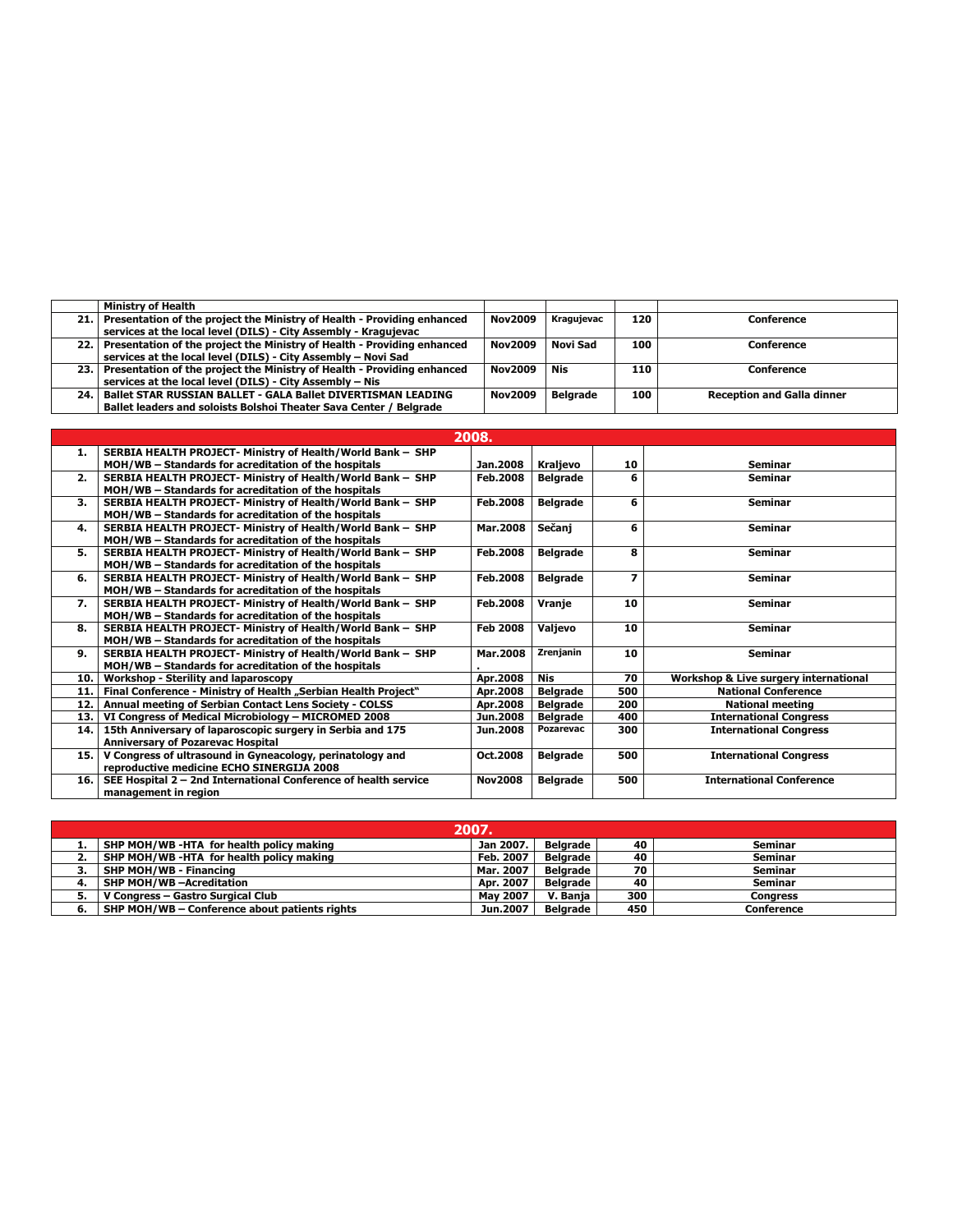| | Ministry of Health | | | | |
|---|---|---|---|---|---|
| 21. | Presentation of the project the Ministry of Health - Providing enhanced services at the local level (DILS) - City Assembly - Kragujevac | Nov2009 | Kragujevac | 120 | Conference |
| 22. | Presentation of the project the Ministry of Health - Providing enhanced services at the local level (DILS) - City Assembly – Novi Sad | Nov2009 | Novi Sad | 100 | Conference |
| 23. | Presentation of the project the Ministry of Health - Providing enhanced services at the local level (DILS) - City Assembly – Nis | Nov2009 | Nis | 110 | Conference |
| 24. | Ballet STAR RUSSIAN BALLET - GALA Ballet DIVERTISMAN LEADING Ballet leaders and soloists Bolshoi Theater Sava Center / Belgrade | Nov2009 | Belgrade | 100 | Reception and Galla dinner |

| | 2008. | | | | |
|---|---|---|---|---|---|
| 1. | SERBIA HEALTH PROJECT- Ministry of Health/World Bank – SHP MOH/WB – Standards for acreditation of the hospitals | Jan.2008 | Kraljevo | 10 | Seminar |
| 2. | SERBIA HEALTH PROJECT- Ministry of Health/World Bank – SHP MOH/WB – Standards for acreditation of the hospitals | Feb.2008 | Belgrade | 6 | Seminar |
| 3. | SERBIA HEALTH PROJECT- Ministry of Health/World Bank – SHP MOH/WB – Standards for acreditation of the hospitals | Feb.2008 | Belgrade | 6 | Seminar |
| 4. | SERBIA HEALTH PROJECT- Ministry of Health/World Bank – SHP MOH/WB – Standards for acreditation of the hospitals | Mar.2008 | Sečanj | 6 | Seminar |
| 5. | SERBIA HEALTH PROJECT- Ministry of Health/World Bank – SHP MOH/WB – Standards for acreditation of the hospitals | Feb.2008 | Belgrade | 8 | Seminar |
| 6. | SERBIA HEALTH PROJECT- Ministry of Health/World Bank – SHP MOH/WB – Standards for acreditation of the hospitals | Feb.2008 | Belgrade | 7 | Seminar |
| 7. | SERBIA HEALTH PROJECT- Ministry of Health/World Bank – SHP MOH/WB – Standards for acreditation of the hospitals | Feb.2008 | Vranje | 10 | Seminar |
| 8. | SERBIA HEALTH PROJECT- Ministry of Health/World Bank – SHP MOH/WB – Standards for acreditation of the hospitals | Feb 2008 | Valjevo | 10 | Seminar |
| 9. | SERBIA HEALTH PROJECT- Ministry of Health/World Bank – SHP MOH/WB – Standards for acreditation of the hospitals | Mar.2008 . | Zrenjanin | 10 | Seminar |
| 10. | Workshop - Sterility and laparoscopy | Apr.2008 | Nis | 70 | Workshop & Live surgery international |
| 11. | Final Conference - Ministry of Health „Serbian Health Project" | Apr.2008 | Belgrade | 500 | National Conference |
| 12. | Annual meeting of Serbian Contact Lens Society - COLSS | Apr.2008 | Belgrade | 200 | National meeting |
| 13. | VI Congress of Medical Microbiology – MICROMED 2008 | Jun.2008 | Belgrade | 400 | International Congress |
| 14. | 15th Anniversary of laparoscopic surgery in Serbia and 175 Anniversary of Pozarevac Hospital | Jun.2008 | Pozarevac | 300 | International Congress |
| 15. | V Congress of ultrasound in Gyneacology, perinatology and reproductive medicine ECHO SINERGIJA 2008 | Oct.2008 | Belgrade | 500 | International Congress |
| 16. | SEE Hospital 2 – 2nd International Conference of health service management in region | Nov2008 | Belgrade | 500 | International Conference |

| | 2007. | | | | |
|---|---|---|---|---|---|
| 1. | SHP MOH/WB -HTA for health policy making | Jan 2007. | Belgrade | 40 | Seminar |
| 2. | SHP MOH/WB -HTA for health policy making | Feb. 2007 | Belgrade | 40 | Seminar |
| 3. | SHP MOH/WB - Financing | Mar. 2007 | Belgrade | 70 | Seminar |
| 4. | SHP MOH/WB –Acreditation | Apr. 2007 | Belgrade | 40 | Seminar |
| 5. | V Congress – Gastro Surgical Club | May 2007 | V. Banja | 300 | Congress |
| 6. | SHP MOH/WB – Conference about patients rights | Jun.2007 | Belgrade | 450 | Conference |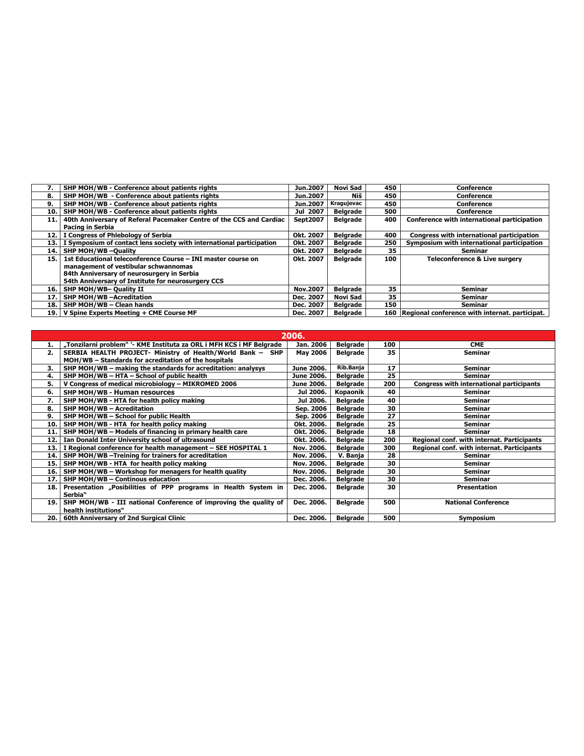| | | | | | |
|---|---|---|---|---|---|
| **7.** | **SHP MOH/WB - Conference about patients rights** | **Jun.2007** | **Novi Sad** | **450** | **Conference** |
| **8.** | **SHP MOH/WB - Conference about patients rights** | **Jun.2007** | **Niš** | **450** | **Conference** |
| **9.** | **SHP MOH/WB - Conference about patients rights** | **Jun.2007** | **Kragujevac** | **450** | **Conference** |
| **10.** | **SHP MOH/WB - Conference about patients rights** | **Jul 2007** | **Belgrade** | **500** | **Conference** |
| **11.** | **40th Anniversary of Referal Pacemaker Centre of the CCS and Cardiac Pacing in Serbia** | **Sept2007** | **Belgrade** | **400** | **Conference with international participation** |
| **12.** | **I Congress of Phlebology of Serbia** | **Okt. 2007** | **Belgrade** | **400** | **Congress with international participation** |
| **13.** | **I Symposium of contact lens society with international participation** | **Okt. 2007** | **Belgrade** | **250** | **Symposium with international participation** |
| **14.** | **SHP MOH/WB –Quality** | **Okt. 2007** | **Belgrade** | **35** | **Seminar** |
| **15.** | **1st Educational teleconference Course – INI master course on management of vestibular schwannomas<br>84th Anniversary of neurosurgery in Serbia<br>54th Anniversary of Institute for neurosurgery CCS** | **Okt. 2007** | **Belgrade** | **100** | **Teleconference & Live surgery** |
| **16.** | **SHP MOH/WB– Quality II** | **Nov.2007** | **Belgrade** | **35** | **Seminar** |
| **17.** | **SHP MOH/WB –Acreditation** | **Dec. 2007** | **Novi Sad** | **35** | **Seminar** |
| **18.** | **SHP MOH/WB – Clean hands** | **Dec. 2007** | **Belgrade** | **150** | **Seminar** |
| **19.** | **V Spine Experts Meeting + CME Course MF** | **Dec. 2007** | **Belgrade** | **160** | **Regional conference with internat. participat.** |

| **2006.** | | | | | |
|---|---|---|---|---|---|
| **1.** | **„Tonzilarni problem" '- KME Instituta za ORL i MFH KCS i MF Belgrade** | **Jan. 2006** | **Belgrade** | **100** | **CME** |
| **2.** | **SERBIA HEALTH PROJECT- Ministry of Health/World Bank – SHP MOH/WB – Standards for acreditation of the hospitals** | **May 2006** | **Belgrade** | **35** | **Seminar** |
| **3.** | **SHP MOH/WB – making the standards for acreditation: analysys** | **June 2006.** | **Rib.Banja** | **17** | **Seminar** |
| **4.** | **SHP MOH/WB – HTA – School of public health** | **June 2006.** | **Belgrade** | **25** | **Seminar** |
| **5.** | **V Congress of medical microbiology – MIKROMED 2006** | **June 2006.** | **Belgrade** | **200** | **Congress with international participants** |
| **6.** | **SHP MOH/WB - Human resources** | **Jul 2006.** | **Kopaonik** | **40** | **Seminar** |
| **7.** | **SHP MOH/WB - HTA for health policy making** | **Jul 2006.** | **Belgrade** | **40** | **Seminar** |
| **8.** | **SHP MOH/WB – Acreditation** | **Sep. 2006** | **Belgrade** | **30** | **Seminar** |
| **9.** | **SHP MOH/WB – School for public Health** | **Sep. 2006** | **Belgrade** | **27** | **Seminar** |
| **10.** | **SHP MOH/WB - HTA for health policy making** | **Okt. 2006.** | **Belgrade** | **25** | **Seminar** |
| **11.** | **SHP MOH/WB – Models of financing in primary health care** | **Okt. 2006.** | **Belgrade** | **18** | **Seminar** |
| **12.** | **Ian Donald Inter University school of ultrasound** | **Okt. 2006.** | **Belgrade** | **200** | **Regional conf. with internat. Participants** |
| **13.** | **I Regional conference for health management – SEE HOSPITAL 1** | **Nov. 2006.** | **Belgrade** | **300** | **Regional conf. with internat. Participants** |
| **14.** | **SHP MOH/WB –Treining for trainers for acreditation** | **Nov. 2006.** | **V. Banja** | **28** | **Seminar** |
| **15.** | **SHP MOH/WB - HTA for health policy making** | **Nov. 2006.** | **Belgrade** | **30** | **Seminar** |
| **16.** | **SHP MOH/WB – Workshop for menagers for health quality** | **Nov. 2006.** | **Belgrade** | **30** | **Seminar** |
| **17.** | **SHP MOH/WB – Continous education** | **Dec. 2006.** | **Belgrade** | **30** | **Seminar** |
| **18.** | **Presentation „Posibilities of PPP programs in Health System in Serbia"** | **Dec. 2006.** | **Belgrade** | **30** | **Presentation** |
| **19.** | **SHP MOH/WB - III national Conference of improving the quality of health institutions"** | **Dec. 2006.** | **Belgrade** | **500** | **National Conference** |
| **20.** | **60th Anniversary of 2nd Surgical Clinic** | **Dec. 2006.** | **Belgrade** | **500** | **Symposium** |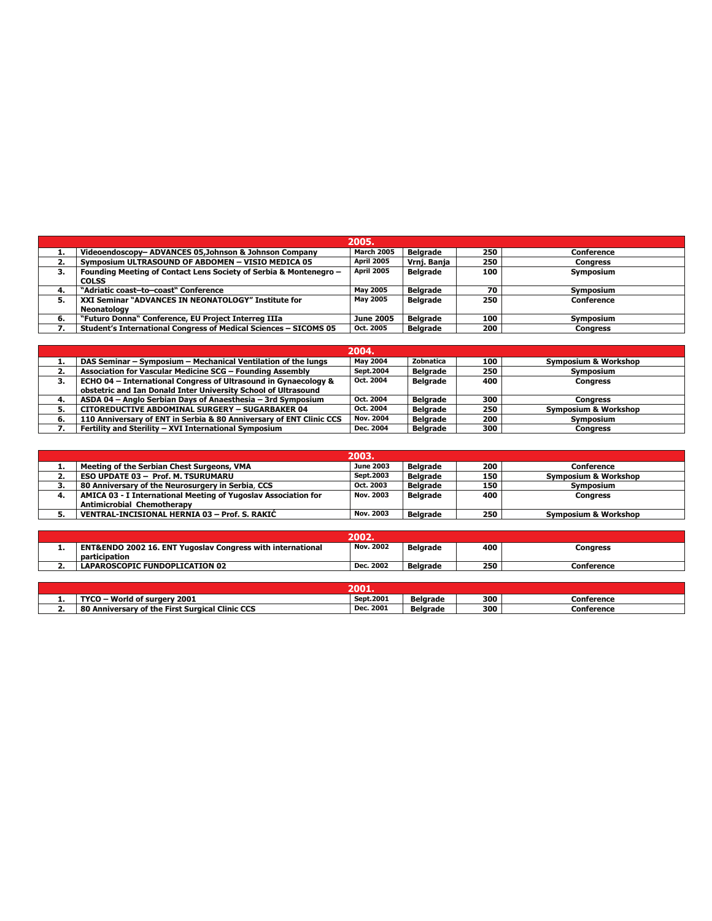| 2005. | | | | | |
|---|---|---|---|---|---|
| 1. | Videoendoscopy– ADVANCES 05,Johnson & Johnson Company | March 2005 | Belgrade | 250 | Conference |
| 2. | Symposium ULTRASOUND OF ABDOMEN – VISIO MEDICA 05 | April 2005 | Vrnj. Banja | 250 | Congress |
| 3. | Founding Meeting of Contact Lens Society of Serbia & Montenegro – COLSS | April 2005 | Belgrade | 100 | Symposium |
| 4. | "Adriatic coast–to–coast" Conference | May 2005 | Belgrade | 70 | Symposium |
| 5. | XXI Seminar "ADVANCES IN NEONATOLOGY" Institute for Neonatology | May 2005 | Belgrade | 250 | Conference |
| 6. | "Futuro Donna" Conference, EU Project Interreg IIIa | June 2005 | Belgrade | 100 | Symposium |
| 7. | Student's International Congress of Medical Sciences – SICOMS 05 | Oct. 2005 | Belgrade | 200 | Congress |

| 2004. | | | | | |
|---|---|---|---|---|---|
| 1. | DAS Seminar – Symposium – Mechanical Ventilation of the lungs | May 2004 | Zobnatica | 100 | Symposium & Workshop |
| 2. | Association for Vascular Medicine SCG – Founding Assembly | Sept.2004 | Belgrade | 250 | Symposium |
| 3. | ECHO 04 – International Congress of Ultrasound in Gynaecology & obstetric and Ian Donald Inter University School of Ultrasound | Oct. 2004 | Belgrade | 400 | Congress |
| 4. | ASDA 04 – Anglo Serbian Days of Anaesthesia – 3rd Symposium | Oct. 2004 | Belgrade | 300 | Congress |
| 5. | CITOREDUCTIVE ABDOMINAL SURGERY – SUGARBAKER 04 | Oct. 2004 | Belgrade | 250 | Symposium & Workshop |
| 6. | 110 Anniversary of ENT in Serbia & 80 Anniversary of ENT Clinic CCS | Nov. 2004 | Belgrade | 200 | Symposium |
| 7. | Fertility and Sterility – XVI International Symposium | Dec. 2004 | Belgrade | 300 | Congress |

| 2003. | | | | | |
|---|---|---|---|---|---|
| 1. | Meeting of the Serbian Chest Surgeons, VMA | June 2003 | Belgrade | 200 | Conference |
| 2. | ESO UPDATE 03 – Prof. M. TSURUMARU | Sept.2003 | Belgrade | 150 | Symposium & Workshop |
| 3. | 80 Anniversary of the Neurosurgery in Serbia, CCS | Oct. 2003 | Belgrade | 150 | Symposium |
| 4. | AMICA 03 - I International Meeting of Yugoslav Association for Antimicrobial Chemotherapy | Nov. 2003 | Belgrade | 400 | Congress |
| 5. | VENTRAL-INCISIONAL HERNIA 03 – Prof. S. RAKIĆ | Nov. 2003 | Belgrade | 250 | Symposium & Workshop |

| 2002. | | | | | |
|---|---|---|---|---|---|
| 1. | ENT&ENDO 2002 16. ENT Yugoslav Congress with international participation | Nov. 2002 | Belgrade | 400 | Congress |
| 2. | LAPAROSCOPIC FUNDOPLICATION 02 | Dec. 2002 | Belgrade | 250 | Conference |

| 2001. | | | | | |
|---|---|---|---|---|---|
| 1. | TYCO – World of surgery 2001 | Sept.2001 | Belgrade | 300 | Conference |
| 2. | 80 Anniversary of the First Surgical Clinic CCS | Dec. 2001 | Belgrade | 300 | Conference |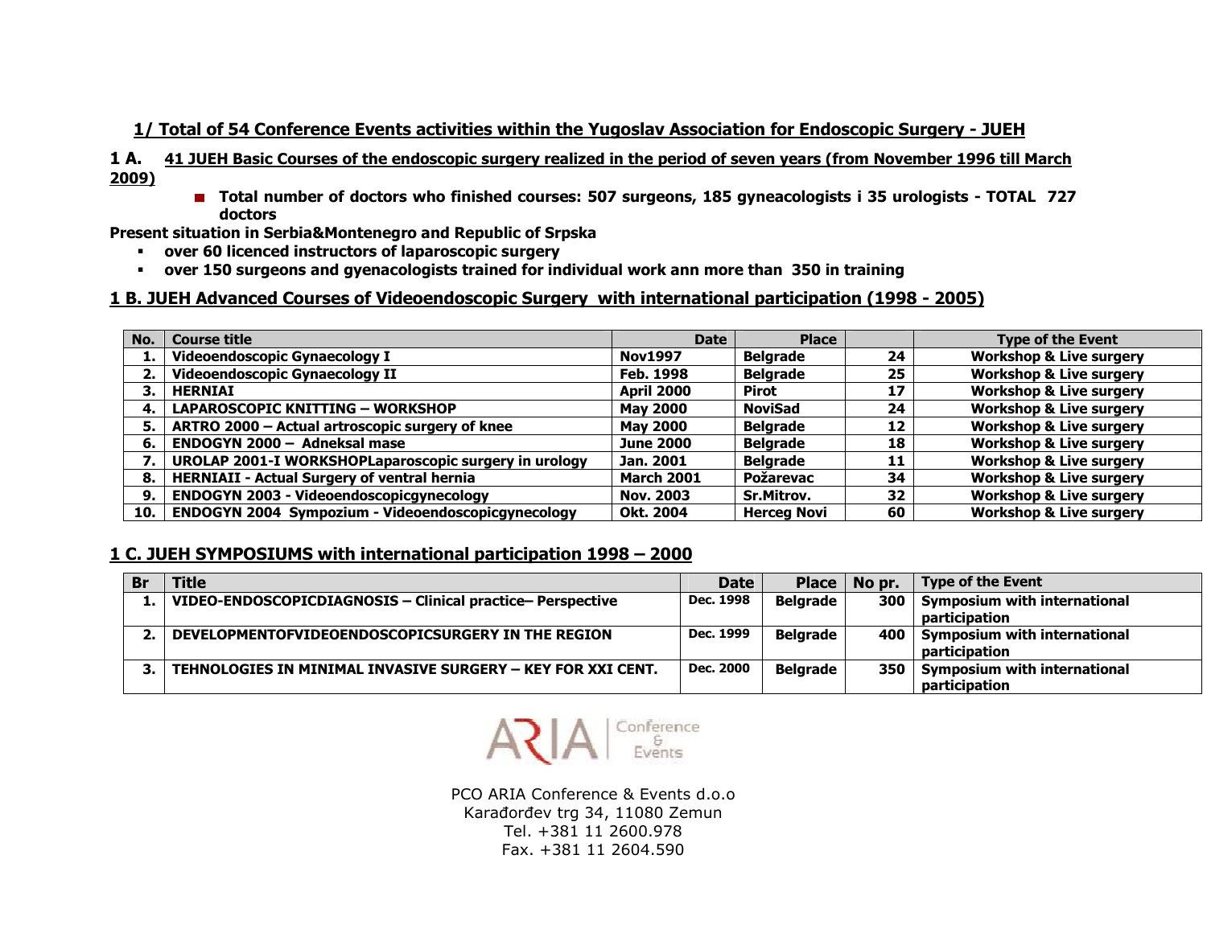## 1/ Total of 54 Conference Events activities within the Yugoslav Association for Endoscopic Surgery - JUEH

### 1 A. 41 JUEH Basic Courses of the endoscopic surgery realized in the period of seven years (from November 1996 till March 2009)

- **Total number of doctors who finished courses: 507 surgeons, 185 gyneacologists i 35 urologists - TOTAL 727 doctors**

**Present situation in Serbia&Montenegro and Republic of Srpska**

- **over 60 licenced instructors of laparoscopic surgery**
- **over 150 surgeons and gyenacologists trained for individual work ann more than 350 in training**

### 1 B. JUEH Advanced Courses of Videoendoscopic Surgery with international participation (1998 - 2005)

| No. | Course title | Date | Place | | Type of the Event |
|---|---|---|---|---|---|
| 1. | Videoendoscopic Gynaecology I | Nov1997 | Belgrade | 24 | Workshop & Live surgery |
| 2. | Videoendoscopic Gynaecology II | Feb. 1998 | Belgrade | 25 | Workshop & Live surgery |
| 3. | HERNIAI | April 2000 | Pirot | 17 | Workshop & Live surgery |
| 4. | LAPAROSCOPIC KNITTING – WORKSHOP | May 2000 | NoviSad | 24 | Workshop & Live surgery |
| 5. | ARTRO 2000 – Actual artroscopic surgery of knee | May 2000 | Belgrade | 12 | Workshop & Live surgery |
| 6. | ENDOGYN 2000 – Adneksal mase | June 2000 | Belgrade | 18 | Workshop & Live surgery |
| 7. | UROLAP 2001-I WORKSHOPLaparoscopic surgery in urology | Jan. 2001 | Belgrade | 11 | Workshop & Live surgery |
| 8. | HERNIAII - Actual Surgery of ventral hernia | March 2001 | Požarevac | 34 | Workshop & Live surgery |
| 9. | ENDOGYN 2003 - Videoendoscopicgynecology | Nov. 2003 | Sr.Mitrov. | 32 | Workshop & Live surgery |
| 10. | ENDOGYN 2004 Sympozium - Videoendoscopicgynecology | Okt. 2004 | Herceg Novi | 60 | Workshop & Live surgery |

### 1 C. JUEH SYMPOSIUMS with international participation 1998 – 2000

| Br | Title | Date | Place | No pr. | Type of the Event |
|---|---|---|---|---|---|
| 1. | VIDEO-ENDOSCOPICDIAGNOSIS – Clinical practice– Perspective | Dec. 1998 | Belgrade | 300 | Symposium with international participation |
| 2. | DEVELOPMENTOFVIDEOENDOSCOPICSURGERY IN THE REGION | Dec. 1999 | Belgrade | 400 | Symposium with international participation |
| 3. | TEHNOLOGIES IN MINIMAL INVASIVE SURGERY – KEY FOR XXI CENT. | Dec. 2000 | Belgrade | 350 | Symposium with international participation |

ARIA Conference & Events

PCO ARIA Conference & Events d.o.o
Karađorđev trg 34, 11080 Zemun
Tel. +381 11 2600.978
Fax. +381 11 2604.590